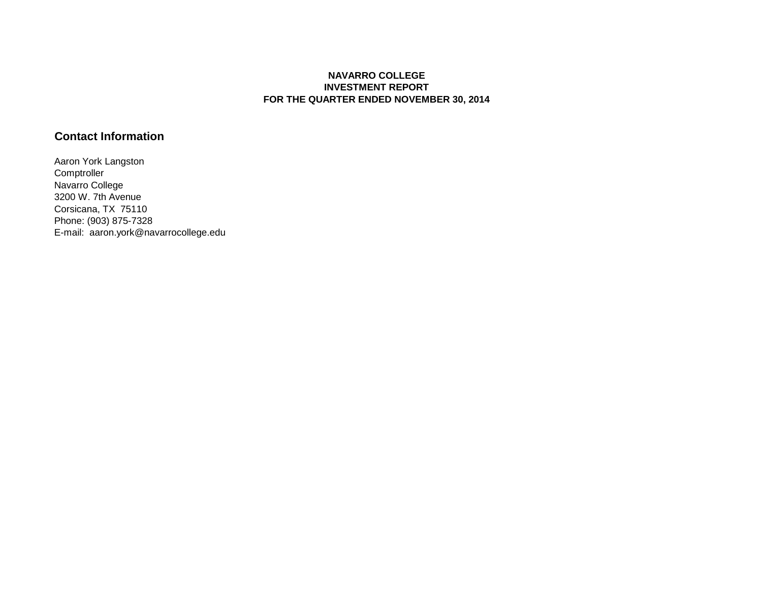# NAVARRO COLLEGE
# INVESTMENT REPORT
# FOR THE QUARTER ENDED NOVEMBER 30, 2014

## Contact Information

Aaron York Langston
Comptroller
Navarro College
3200 W. 7th Avenue
Corsicana, TX 75110
Phone: (903) 875-7328
E-mail: aaron.york@navarrocollege.edu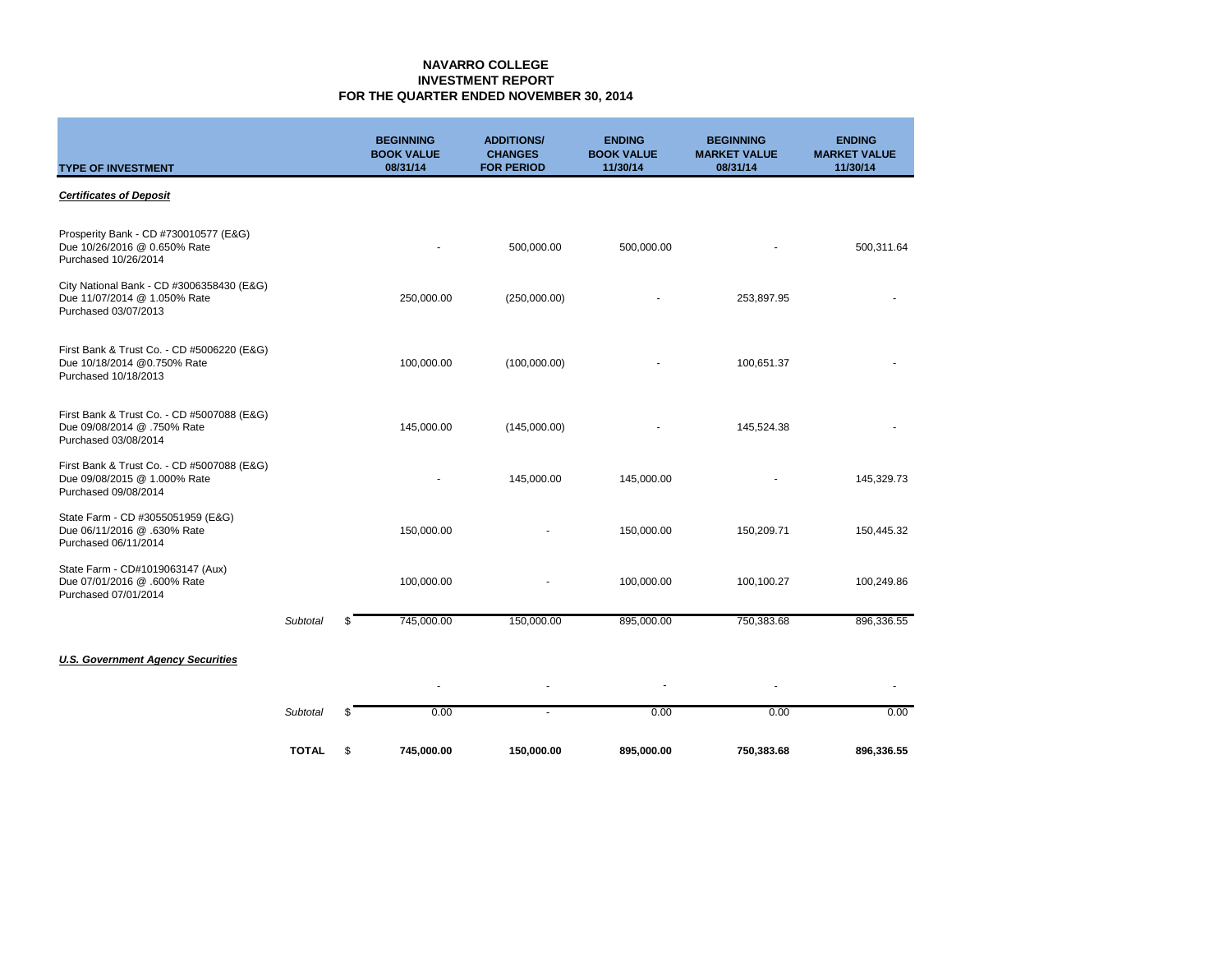# NAVARRO COLLEGE
## INVESTMENT REPORT
## FOR THE QUARTER ENDED NOVEMBER 30, 2014

| TYPE OF INVESTMENT | | BEGINNING BOOK VALUE 08/31/14 | ADDITIONS/ CHANGES FOR PERIOD | ENDING BOOK VALUE 11/30/14 | BEGINNING MARKET VALUE 08/31/14 | ENDING MARKET VALUE 11/30/14 |
|---|---|---|---|---|---|---|
| ***Certificates of Deposit*** | | | | | | |
| Prosperity Bank - CD #730010577 (E&G) Due 10/26/2016 @ 0.650% Rate Purchased 10/26/2014 | | - | 500,000.00 | 500,000.00 | - | 500,311.64 |
| City National Bank - CD #3006358430 (E&G) Due 11/07/2014 @ 1.050% Rate Purchased 03/07/2013 | | 250,000.00 | (250,000.00) | - | 253,897.95 | - |
| First Bank & Trust Co. - CD #5006220 (E&G) Due 10/18/2014 @0.750% Rate Purchased 10/18/2013 | | 100,000.00 | (100,000.00) | - | 100,651.37 | - |
| First Bank & Trust Co. - CD #5007088 (E&G) Due 09/08/2014 @ .750% Rate Purchased 03/08/2014 | | 145,000.00 | (145,000.00) | - | 145,524.38 | - |
| First Bank & Trust Co. - CD #5007088 (E&G) Due 09/08/2015 @ 1.000% Rate Purchased 09/08/2014 | | - | 145,000.00 | 145,000.00 | - | 145,329.73 |
| State Farm - CD #3055051959 (E&G) Due 06/11/2016 @ .630% Rate Purchased 06/11/2014 | | 150,000.00 | - | 150,000.00 | 150,209.71 | 150,445.32 |
| State Farm - CD#1019063147 (Aux) Due 07/01/2016 @ .600% Rate Purchased 07/01/2014 | | 100,000.00 | - | 100,000.00 | 100,100.27 | 100,249.86 |
| *Subtotal* | $ | 745,000.00 | 150,000.00 | 895,000.00 | 750,383.68 | 896,336.55 |
| ***U.S. Government Agency Securities*** | | | | | | |
| | | - | - | - | - | - |
| *Subtotal* | $ | 0.00 | - | 0.00 | 0.00 | 0.00 |
| **TOTAL** | $ | **745,000.00** | **150,000.00** | **895,000.00** | **750,383.68** | **896,336.55** |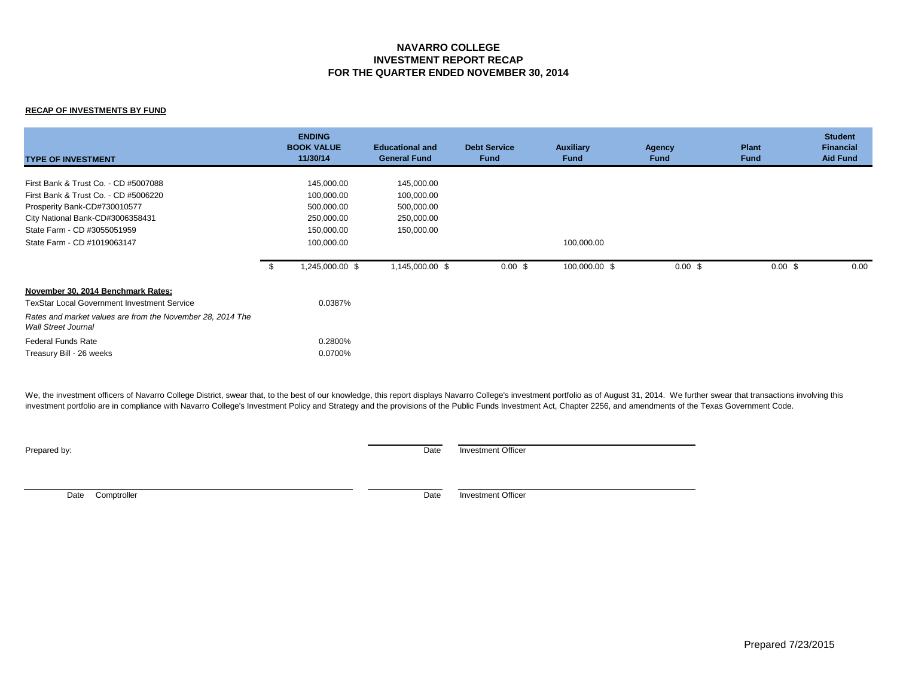# NAVARRO COLLEGE
## INVESTMENT REPORT RECAP
## FOR THE QUARTER ENDED NOVEMBER 30, 2014

**RECAP OF INVESTMENTS BY FUND**

| TYPE OF INVESTMENT | ENDING BOOK VALUE 11/30/14 | Educational and General Fund | Debt Service Fund | Auxiliary Fund | Agency Fund | Plant Fund | Student Financial Aid Fund |
|---|---|---|---|---|---|---|---|
| First Bank & Trust Co. - CD #5007088 | 145,000.00 | 145,000.00 | | | | | |
| First Bank & Trust Co. - CD #5006220 | 100,000.00 | 100,000.00 | | | | | |
| Prosperity Bank-CD#730010577 | 500,000.00 | 500,000.00 | | | | | |
| City National Bank-CD#3006358431 | 250,000.00 | 250,000.00 | | | | | |
| State Farm - CD #3055051959 | 150,000.00 | 150,000.00 | | | | | |
| State Farm - CD #1019063147 | 100,000.00 | | | 100,000.00 | | | |
| | $ 1,245,000.00 | $ 1,145,000.00 | $ 0.00 | $ 100,000.00 | $ 0.00 | $ 0.00 | $ 0.00 |

**November 30, 2014 Benchmark Rates:**

| | |
|---|---|
| TexStar Local Government Investment Service | 0.0387% |
| *Rates and market values are from the November 28, 2014 The Wall Street Journal* | |
| Federal Funds Rate | 0.2800% |
| Treasury Bill - 26 weeks | 0.0700% |

We, the investment officers of Navarro College District, swear that, to the best of our knowledge, this report displays Navarro College's investment portfolio as of August 31, 2014. We further swear that transactions involving this investment portfolio are in compliance with Navarro College's Investment Policy and Strategy and the provisions of the Public Funds Investment Act, Chapter 2256, and amendments of the Texas Government Code.

Prepared by: ______________________ Date ______________________ Investment Officer

______________________ Date Comptroller ______________________ Date ______________________ Investment Officer

Prepared 7/23/2015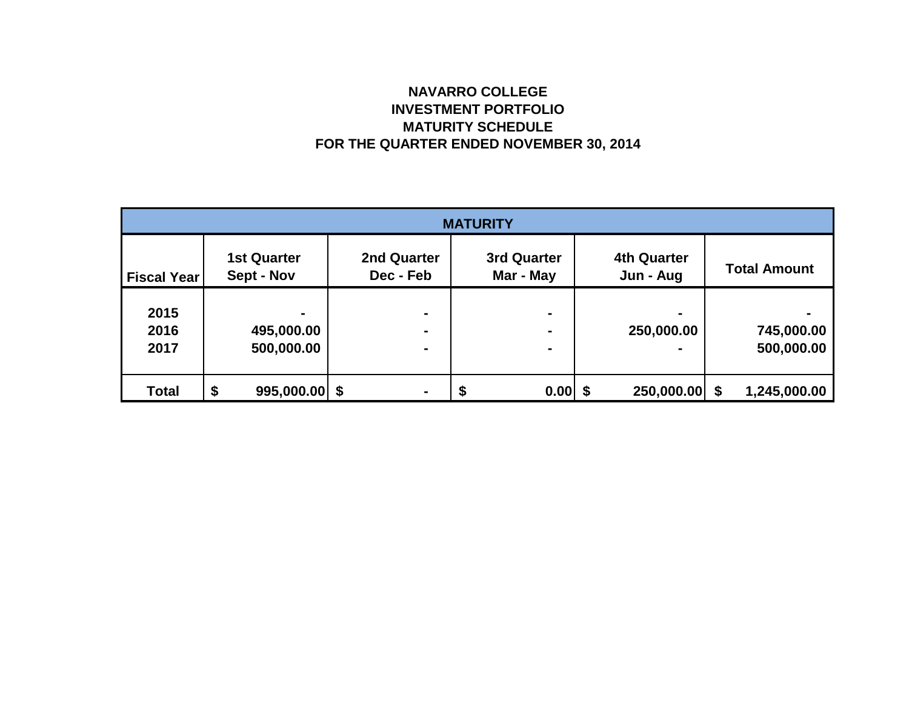**NAVARRO COLLEGE**
**INVESTMENT PORTFOLIO**
**MATURITY SCHEDULE**
**FOR THE QUARTER ENDED NOVEMBER 30, 2014**

| MATURITY | | | | | |
|---|---|---|---|---|---|
| **Fiscal Year** | **1st Quarter Sept - Nov** | **2nd Quarter Dec - Feb** | **3rd Quarter Mar - May** | **4th Quarter Jun - Aug** | **Total Amount** |
| 2015 | - | - | - | - | - |
| 2016 | 495,000.00 | - | - | 250,000.00 | 745,000.00 |
| 2017 | 500,000.00 | - | - | - | 500,000.00 |
| **Total** | $ 995,000.00 | $ - | $ 0.00 | $ 250,000.00 | $ 1,245,000.00 |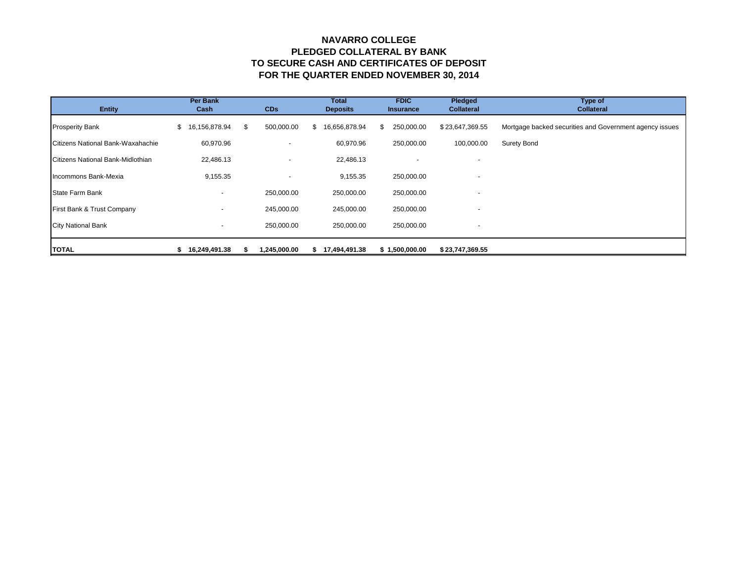# NAVARRO COLLEGE
## PLEDGED COLLATERAL BY BANK
## TO SECURE CASH AND CERTIFICATES OF DEPOSIT
## FOR THE QUARTER ENDED NOVEMBER 30, 2014

| Entity | Per Bank Cash | CDs | Total Deposits | FDIC Insurance | Pledged Collateral | Type of Collateral |
|---|---|---|---|---|---|---|
| Prosperity Bank | $ 16,156,878.94 | $ 500,000.00 | $ 16,656,878.94 | $ 250,000.00 | $ 23,647,369.55 | Mortgage backed securities and Government agency issues |
| Citizens National Bank-Waxahachie | 60,970.96 | - | 60,970.96 | 250,000.00 | 100,000.00 | Surety Bond |
| Citizens National Bank-Midlothian | 22,486.13 | - | 22,486.13 | - | - | |
| Incommons Bank-Mexia | 9,155.35 | - | 9,155.35 | 250,000.00 | - | |
| State Farm Bank | - | 250,000.00 | 250,000.00 | 250,000.00 | - | |
| First Bank & Trust Company | - | 245,000.00 | 245,000.00 | 250,000.00 | - | |
| City National Bank | - | 250,000.00 | 250,000.00 | 250,000.00 | - | |
| **TOTAL** | **$ 16,249,491.38** | **$ 1,245,000.00** | **$ 17,494,491.38** | **$ 1,500,000.00** | **$ 23,747,369.55** | |